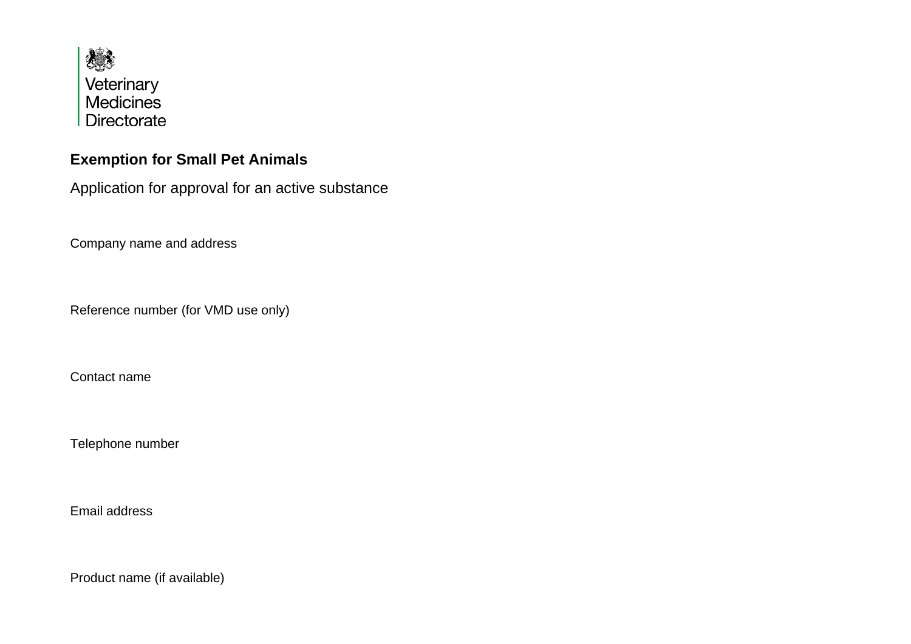Veterinary
Medicines
Directorate

# Exemption for Small Pet Animals

Application for approval for an active substance

Company name and address

Reference number (for VMD use only)

Contact name

Telephone number

Email address

Product name (if available)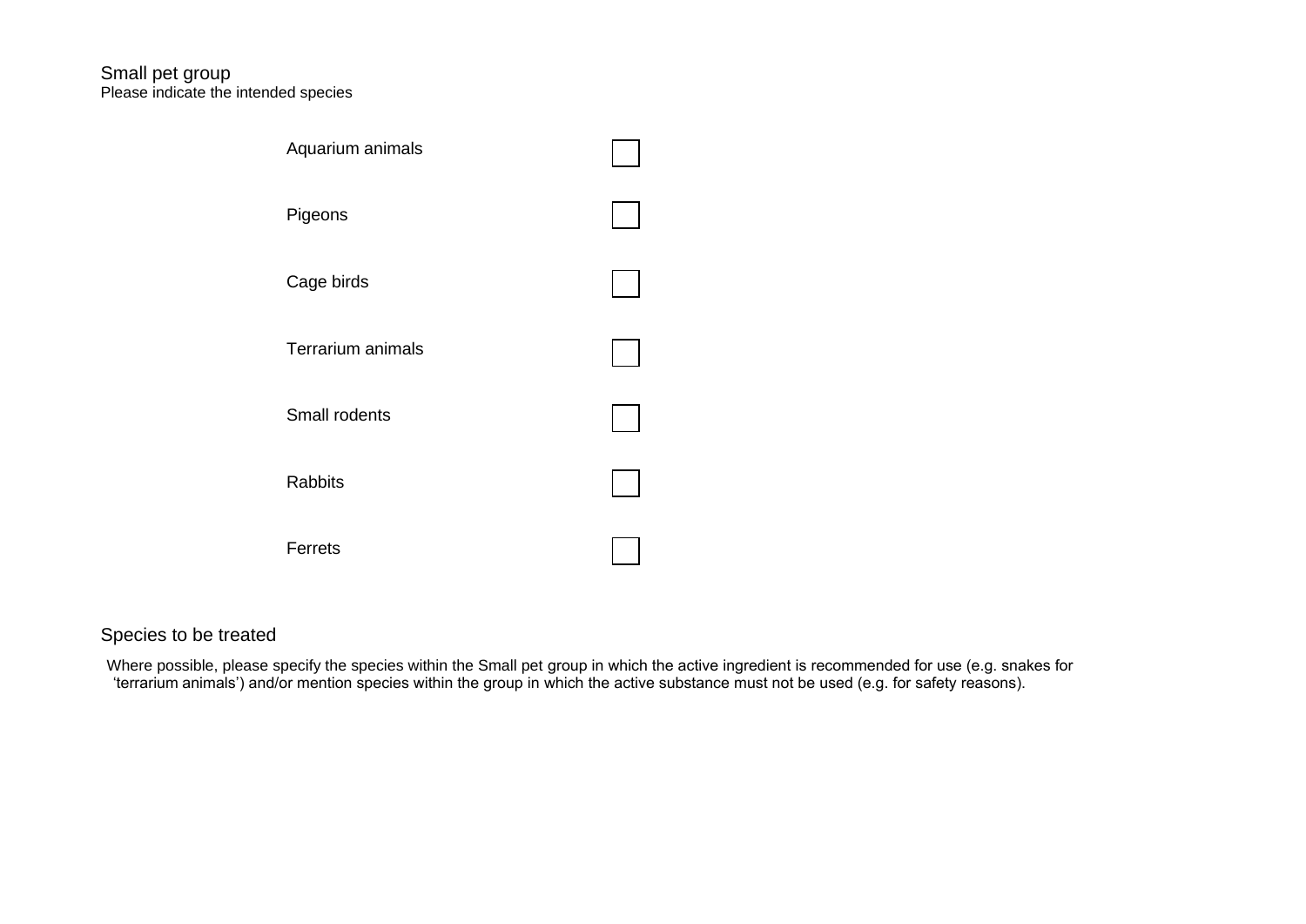## Small pet group

Please indicate the intended species

- [ ] Aquarium animals
- [ ] Pigeons
- [ ] Cage birds
- [ ] Terrarium animals
- [ ] Small rodents
- [ ] Rabbits
- [ ] Ferrets

## Species to be treated

Where possible, please specify the species within the Small pet group in which the active ingredient is recommended for use (e.g. snakes for 'terrarium animals') and/or mention species within the group in which the active substance must not be used (e.g. for safety reasons).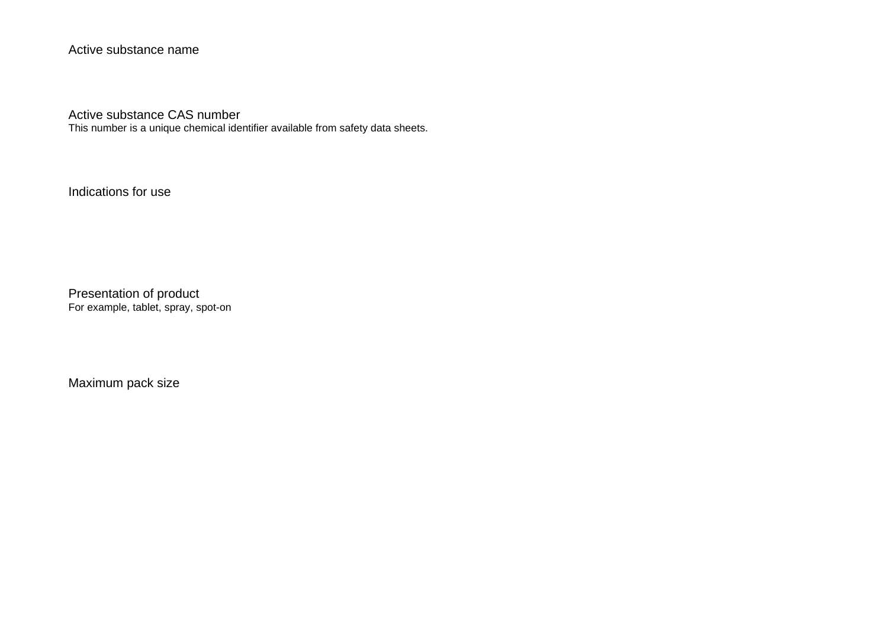Active substance name

Active substance CAS number
This number is a unique chemical identifier available from safety data sheets.

Indications for use

Presentation of product
For example, tablet, spray, spot-on

Maximum pack size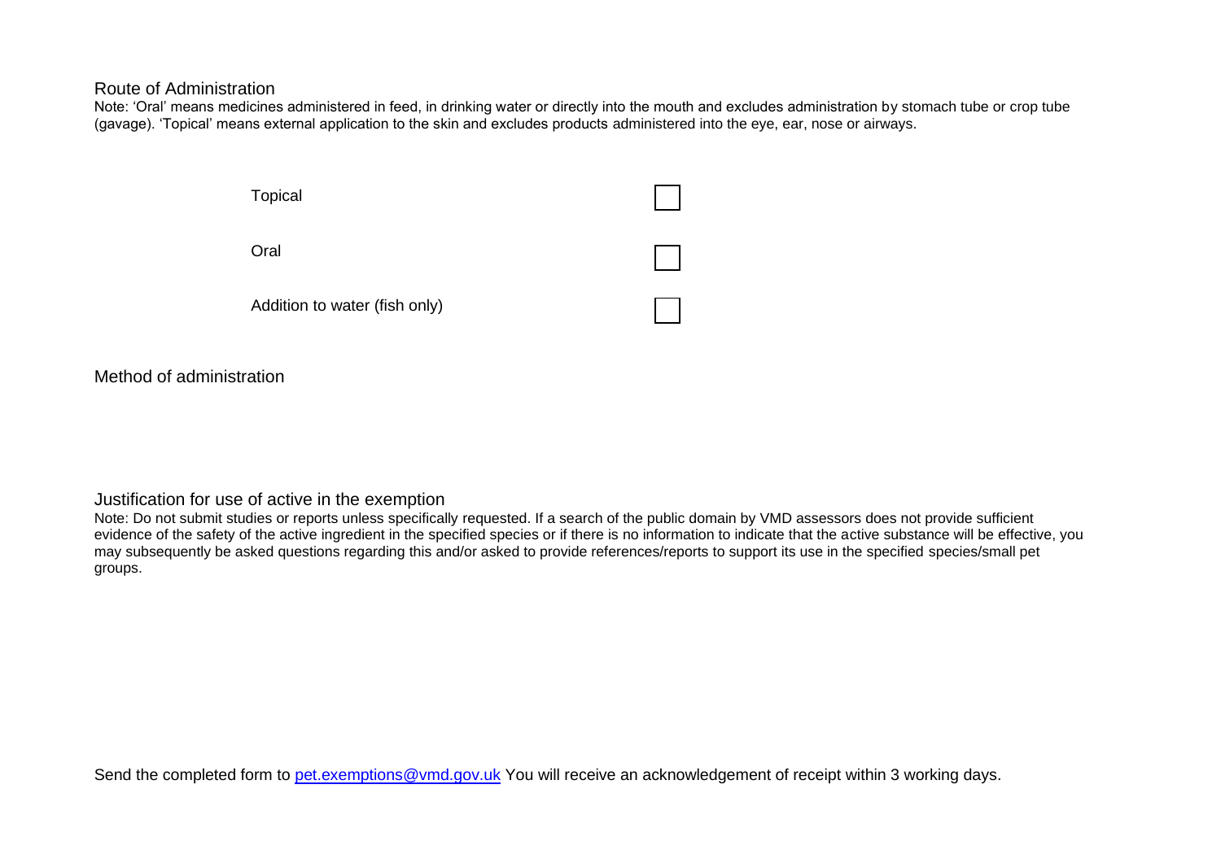## Route of Administration

Note: 'Oral' means medicines administered in feed, in drinking water or directly into the mouth and excludes administration by stomach tube or crop tube (gavage). 'Topical' means external application to the skin and excludes products administered into the eye, ear, nose or airways.

| | |
|---|---|
| Topical | ☐ |
| Oral | ☐ |
| Addition to water (fish only) | ☐ |

## Method of administration

## Justification for use of active in the exemption

Note: Do not submit studies or reports unless specifically requested. If a search of the public domain by VMD assessors does not provide sufficient evidence of the safety of the active ingredient in the specified species or if there is no information to indicate that the active substance will be effective, you may subsequently be asked questions regarding this and/or asked to provide references/reports to support its use in the specified species/small pet groups.

Send the completed form to [pet.exemptions@vmd.gov.uk](mailto:pet.exemptions@vmd.gov.uk) You will receive an acknowledgement of receipt within 3 working days.